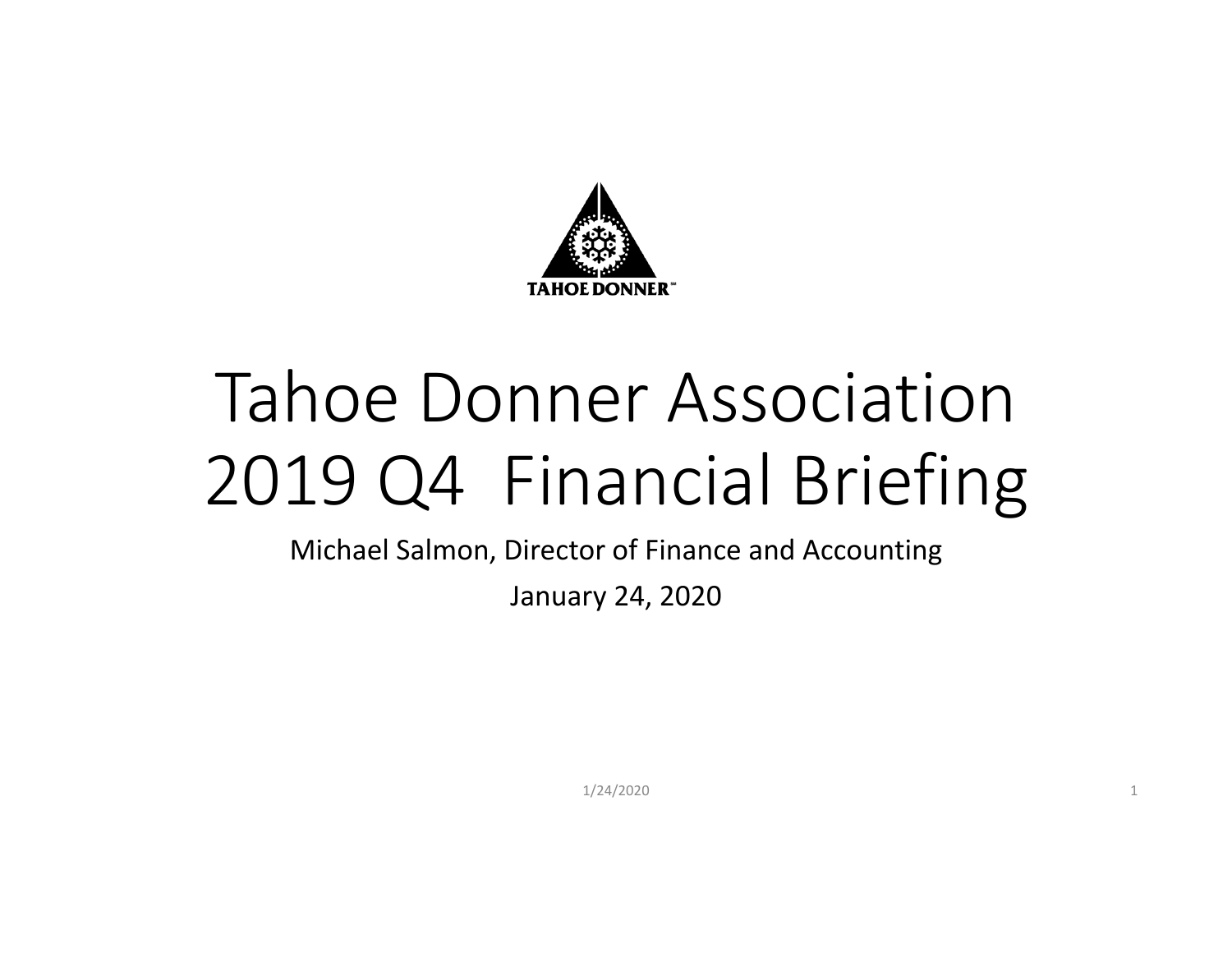TAHOE DONNER

# Tahoe Donner Association 2019 Q4 Financial Briefing

Michael Salmon, Director of Finance and Accounting

January 24, 2020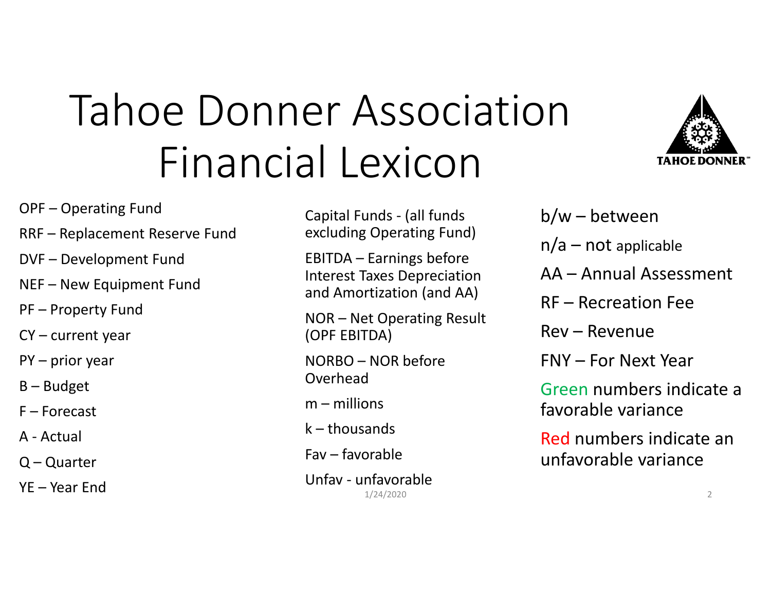# Tahoe Donner Association Financial Lexicon

- OPF – Operating Fund
- RRF – Replacement Reserve Fund
- DVF – Development Fund
- NEF – New Equipment Fund
- PF – Property Fund
- CY – current year
- PY – prior year
- B – Budget
- F – Forecast
- A - Actual
- Q – Quarter
- YE – Year End

- Capital Funds - (all funds excluding Operating Fund)
- EBITDA – Earnings before Interest Taxes Depreciation and Amortization (and AA)
- NOR – Net Operating Result (OPF EBITDA)
- NORBO – NOR before Overhead
- m – millions
- k – thousands
- Fav – favorable
- Unfav - unfavorable

- b/w – between
- n/a – not applicable
- AA – Annual Assessment
- RF – Recreation Fee
- Rev – Revenue
- FNY – For Next Year
- Green numbers indicate a favorable variance
- Red numbers indicate an unfavorable variance

1/24/2020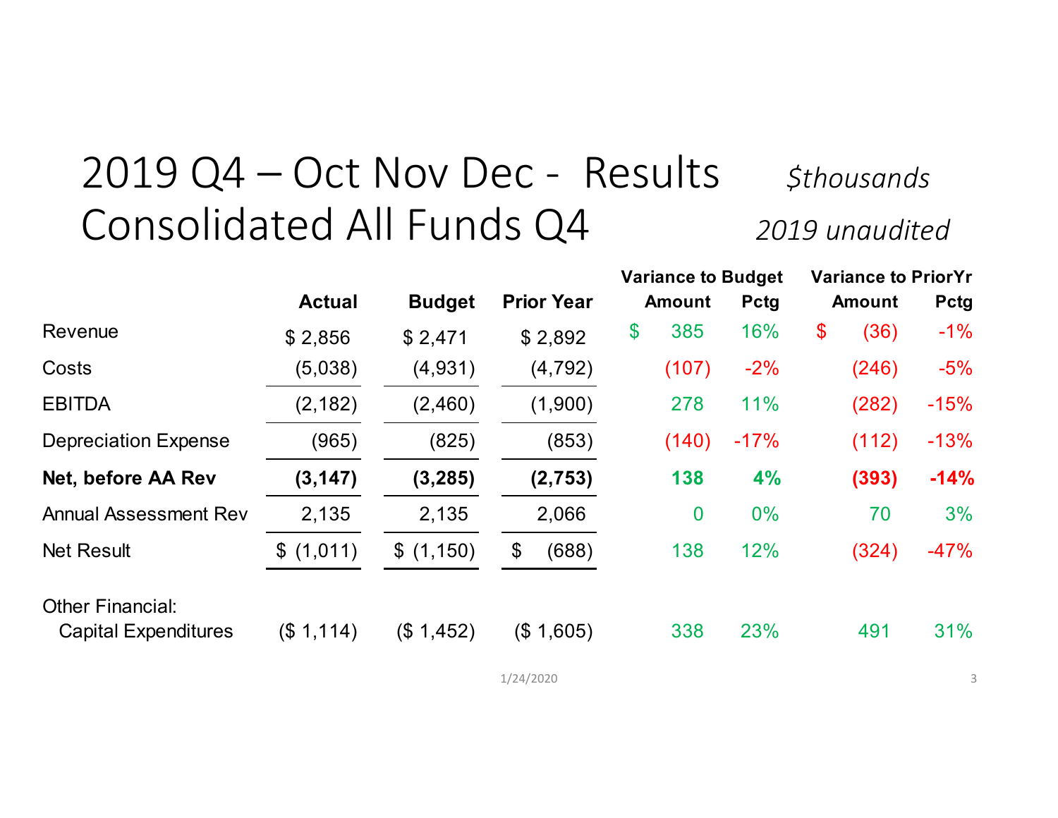# 2019 Q4 – Oct Nov Dec - Results Consolidated All Funds Q4

*$thousands*

*2019 unaudited*

| | Actual | Budget | Prior Year | Variance to Budget Amount | Variance to Budget Pctg | Variance to PriorYr Amount | Variance to PriorYr Pctg |
|---|---|---|---|---|---|---|---|
| Revenue | $ 2,856 | $ 2,471 | $ 2,892 | $ 385 | 16% | $ (36) | -1% |
| Costs | (5,038) | (4,931) | (4,792) | (107) | -2% | (246) | -5% |
| EBITDA | (2,182) | (2,460) | (1,900) | 278 | 11% | (282) | -15% |
| Depreciation Expense | (965) | (825) | (853) | (140) | -17% | (112) | -13% |
| **Net, before AA Rev** | **(3,147)** | **(3,285)** | **(2,753)** | **138** | **4%** | **(393)** | **-14%** |
| Annual Assessment Rev | 2,135 | 2,135 | 2,066 | 0 | 0% | 70 | 3% |
| Net Result | $ (1,011) | $ (1,150) | $ (688) | 138 | 12% | (324) | -47% |
| Other Financial: | | | | | | | |
| Capital Expenditures | ($ 1,114) | ($ 1,452) | ($ 1,605) | 338 | 23% | 491 | 31% |

1/24/2020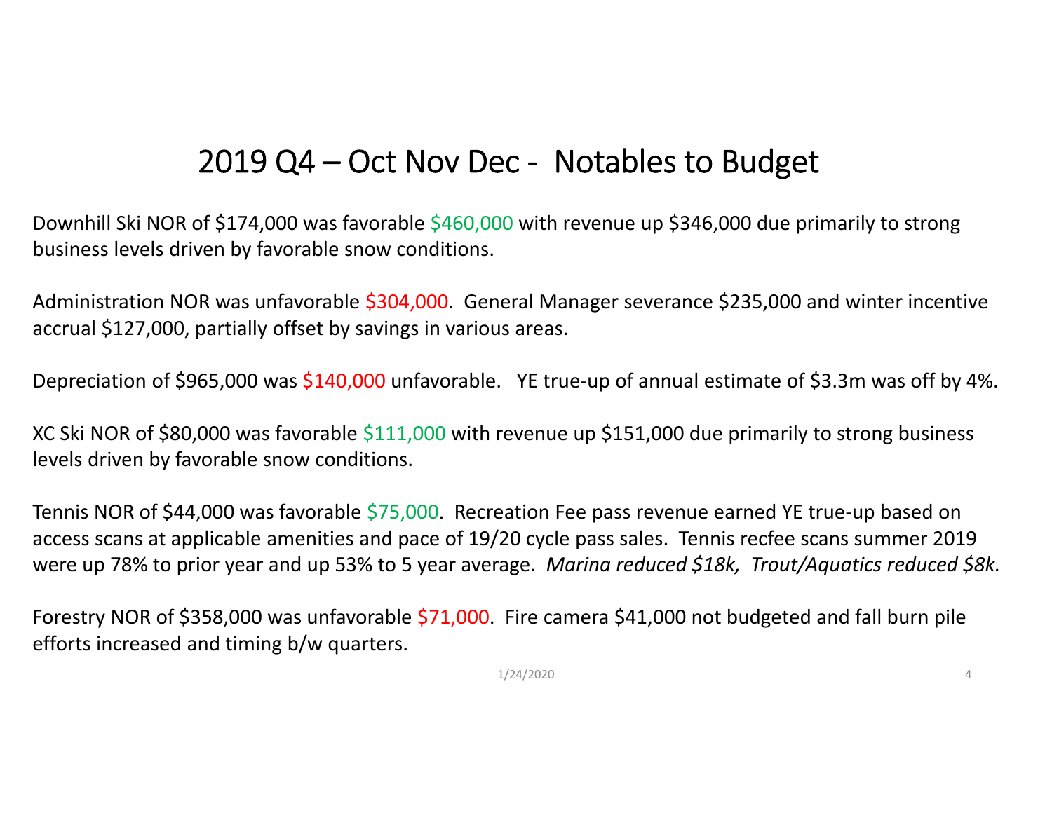# 2019 Q4 – Oct Nov Dec - Notables to Budget

Downhill Ski NOR of $174,000 was favorable $460,000 with revenue up $346,000 due primarily to strong business levels driven by favorable snow conditions.

Administration NOR was unfavorable $304,000. General Manager severance $235,000 and winter incentive accrual $127,000, partially offset by savings in various areas.

Depreciation of $965,000 was $140,000 unfavorable. YE true-up of annual estimate of $3.3m was off by 4%.

XC Ski NOR of $80,000 was favorable $111,000 with revenue up $151,000 due primarily to strong business levels driven by favorable snow conditions.

Tennis NOR of $44,000 was favorable $75,000. Recreation Fee pass revenue earned YE true-up based on access scans at applicable amenities and pace of 19/20 cycle pass sales. Tennis recfee scans summer 2019 were up 78% to prior year and up 53% to 5 year average. *Marina reduced $18k, Trout/Aquatics reduced $8k.*

Forestry NOR of $358,000 was unfavorable $71,000. Fire camera $41,000 not budgeted and fall burn pile efforts increased and timing b/w quarters.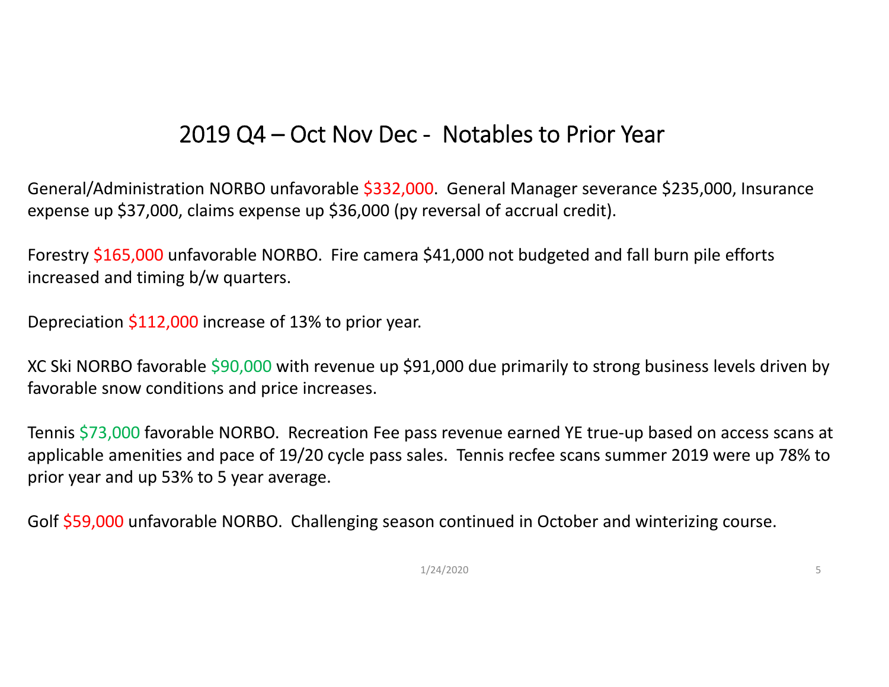# 2019 Q4 – Oct Nov Dec - Notables to Prior Year

General/Administration NORBO unfavorable $332,000. General Manager severance $235,000, Insurance expense up $37,000, claims expense up $36,000 (py reversal of accrual credit).

Forestry $165,000 unfavorable NORBO. Fire camera $41,000 not budgeted and fall burn pile efforts increased and timing b/w quarters.

Depreciation $112,000 increase of 13% to prior year.

XC Ski NORBO favorable $90,000 with revenue up $91,000 due primarily to strong business levels driven by favorable snow conditions and price increases.

Tennis $73,000 favorable NORBO. Recreation Fee pass revenue earned YE true-up based on access scans at applicable amenities and pace of 19/20 cycle pass sales. Tennis recfee scans summer 2019 were up 78% to prior year and up 53% to 5 year average.

Golf $59,000 unfavorable NORBO. Challenging season continued in October and winterizing course.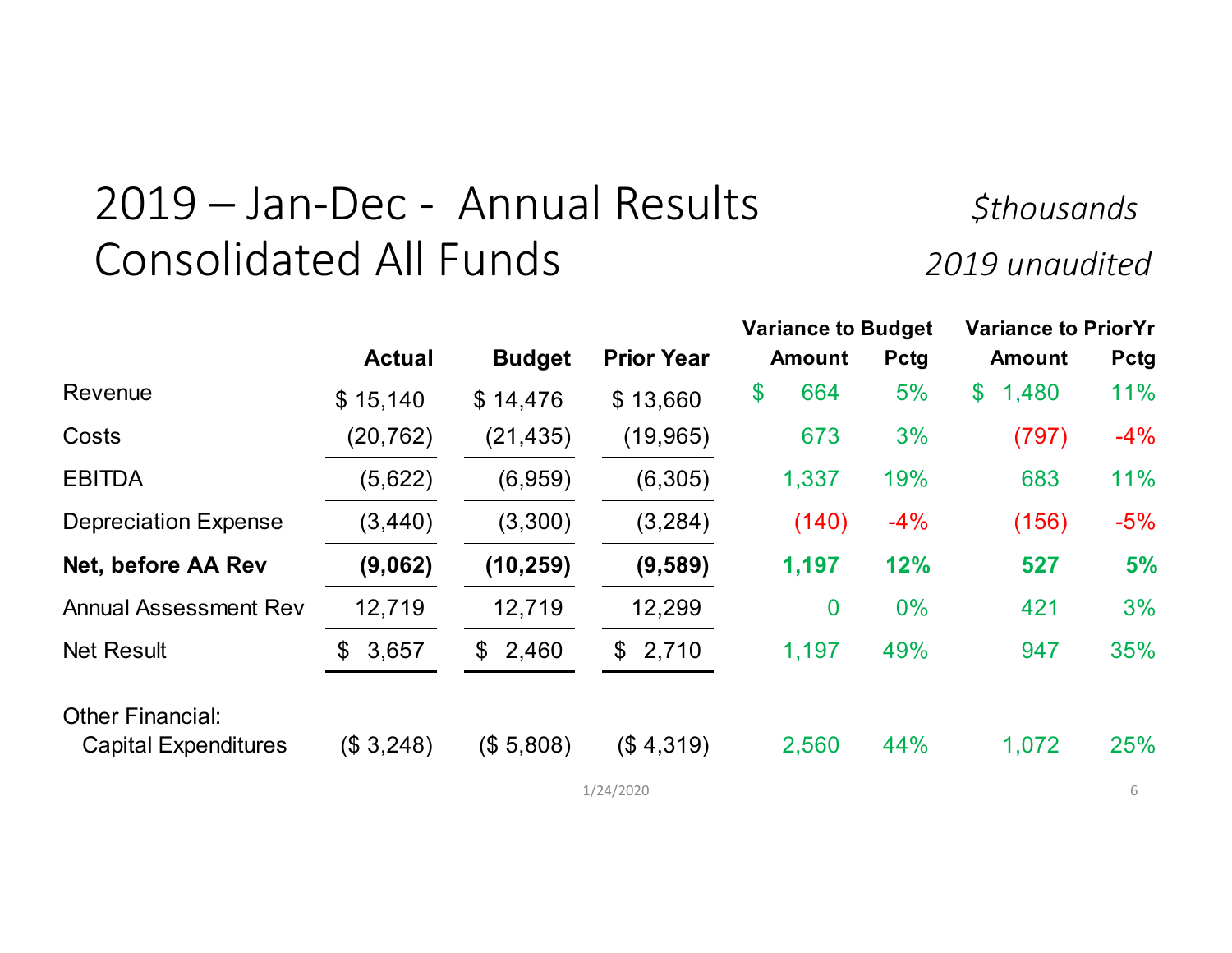# 2019 – Jan-Dec - Annual Results Consolidated All Funds

*$thousands*

*2019 unaudited*

| | Actual | Budget | Prior Year | Variance to Budget Amount | Variance to Budget Pctg | Variance to PriorYr Amount | Variance to PriorYr Pctg |
|---|---|---|---|---|---|---|---|
| Revenue | $ 15,140 | $ 14,476 | $ 13,660 | $ 664 | 5% | $ 1,480 | 11% |
| Costs | (20,762) | (21,435) | (19,965) | 673 | 3% | (797) | -4% |
| EBITDA | (5,622) | (6,959) | (6,305) | 1,337 | 19% | 683 | 11% |
| Depreciation Expense | (3,440) | (3,300) | (3,284) | (140) | -4% | (156) | -5% |
| **Net, before AA Rev** | **(9,062)** | **(10,259)** | **(9,589)** | **1,197** | **12%** | **527** | **5%** |
| Annual Assessment Rev | 12,719 | 12,719 | 12,299 | 0 | 0% | 421 | 3% |
| Net Result | $ 3,657 | $ 2,460 | $ 2,710 | 1,197 | 49% | 947 | 35% |
| Other Financial: | | | | | | | |
| Capital Expenditures | ($ 3,248) | ($ 5,808) | ($ 4,319) | 2,560 | 44% | 1,072 | 25% |

1/24/2020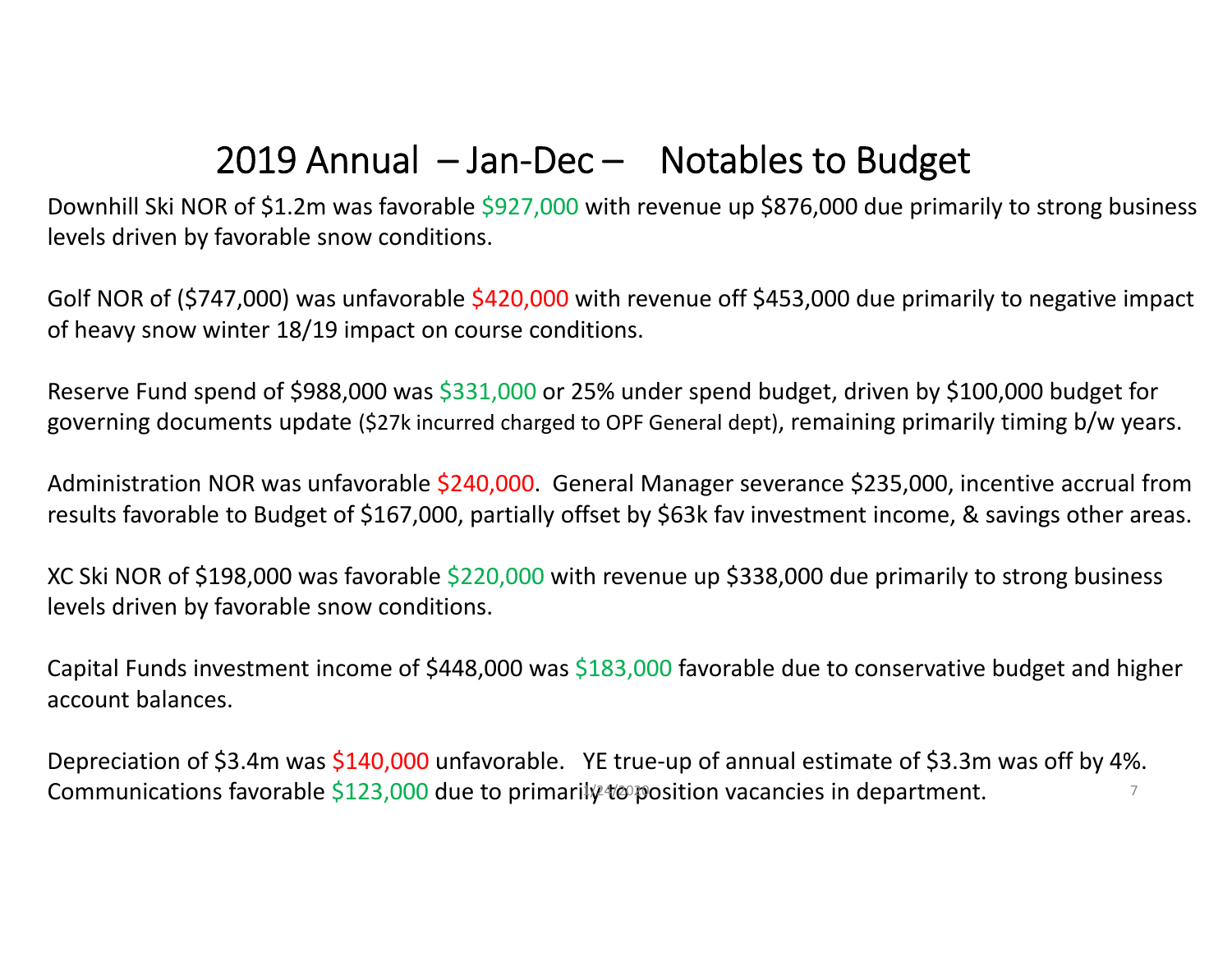# 2019 Annual – Jan-Dec – Notables to Budget

Downhill Ski NOR of $1.2m was favorable $927,000 with revenue up $876,000 due primarily to strong business levels driven by favorable snow conditions.

Golf NOR of ($747,000) was unfavorable $420,000 with revenue off $453,000 due primarily to negative impact of heavy snow winter 18/19 impact on course conditions.

Reserve Fund spend of $988,000 was $331,000 or 25% under spend budget, driven by $100,000 budget for governing documents update ($27k incurred charged to OPF General dept), remaining primarily timing b/w years.

Administration NOR was unfavorable $240,000. General Manager severance $235,000, incentive accrual from results favorable to Budget of $167,000, partially offset by $63k fav investment income, & savings other areas.

XC Ski NOR of $198,000 was favorable $220,000 with revenue up $338,000 due primarily to strong business levels driven by favorable snow conditions.

Capital Funds investment income of $448,000 was $183,000 favorable due to conservative budget and higher account balances.

Depreciation of $3.4m was $140,000 unfavorable. YE true-up of annual estimate of $3.3m was off by 4%.
Communications favorable $123,000 due to primarily to position vacancies in department.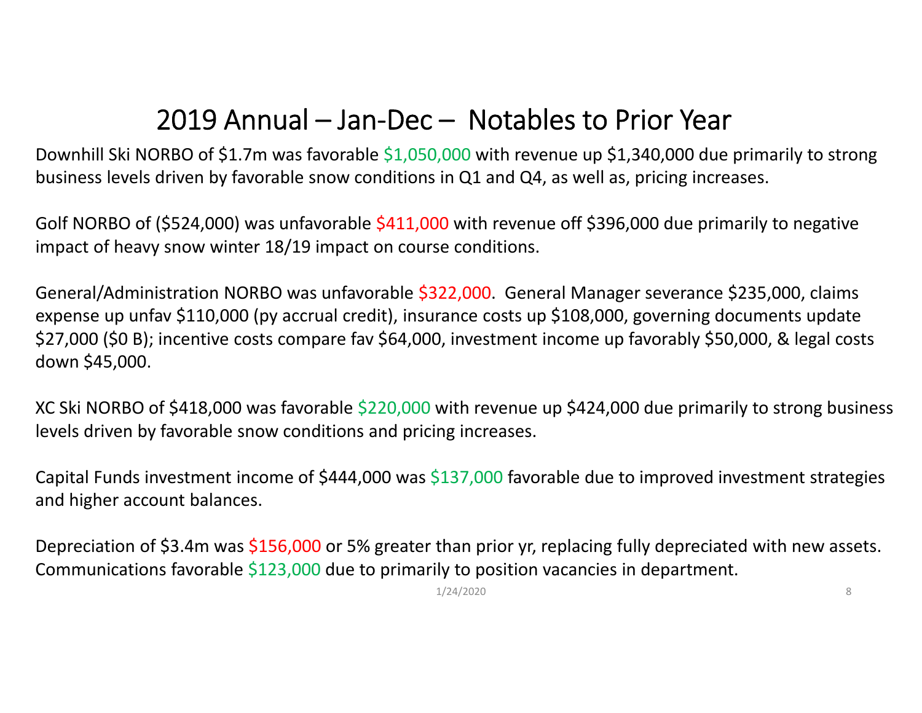# 2019 Annual – Jan-Dec – Notables to Prior Year

Downhill Ski NORBO of $1.7m was favorable $1,050,000 with revenue up $1,340,000 due primarily to strong business levels driven by favorable snow conditions in Q1 and Q4, as well as, pricing increases.

Golf NORBO of ($524,000) was unfavorable $411,000 with revenue off $396,000 due primarily to negative impact of heavy snow winter 18/19 impact on course conditions.

General/Administration NORBO was unfavorable $322,000. General Manager severance $235,000, claims expense up unfav $110,000 (py accrual credit), insurance costs up $108,000, governing documents update $27,000 ($0 B); incentive costs compare fav $64,000, investment income up favorably $50,000, & legal costs down $45,000.

XC Ski NORBO of $418,000 was favorable $220,000 with revenue up $424,000 due primarily to strong business levels driven by favorable snow conditions and pricing increases.

Capital Funds investment income of $444,000 was $137,000 favorable due to improved investment strategies and higher account balances.

Depreciation of $3.4m was $156,000 or 5% greater than prior yr, replacing fully depreciated with new assets. Communications favorable $123,000 due to primarily to position vacancies in department.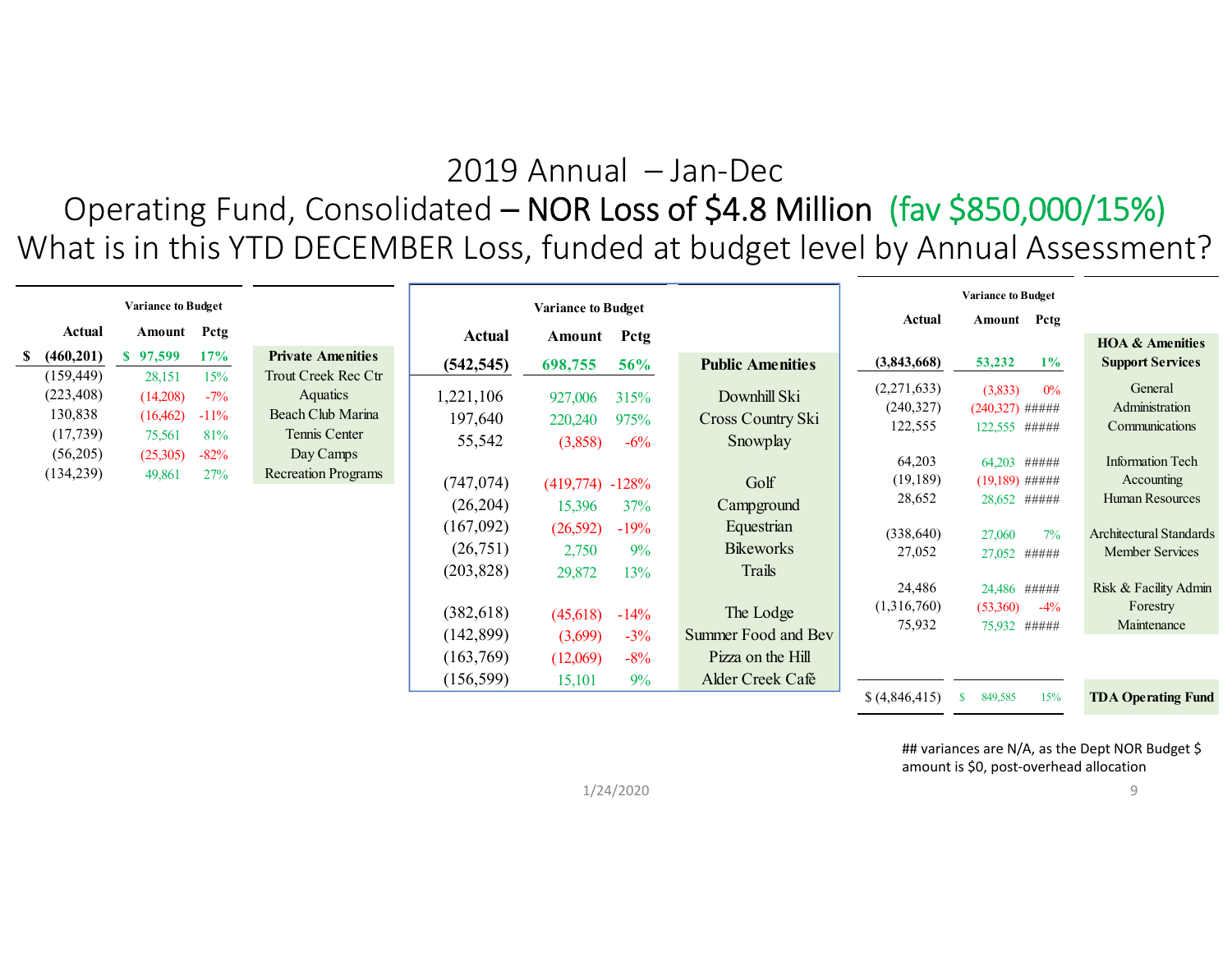# 2019 Annual – Jan-Dec

## Operating Fund, Consolidated – NOR Loss of $4.8 Million (fav $850,000/15%)

## What is in this YTD DECEMBER Loss, funded at budget level by Annual Assessment?

| Actual | Variance to Budget Amount | Pctg | |
|---|---|---|---|
| **$ (460,201)** | **$ 97,599** | **17%** | **Private Amenities** |
| (159,449) | 28,151 | 15% | Trout Creek Rec Ctr |
| (223,408) | (14,208) | -7% | Aquatics |
| 130,838 | (16,462) | -11% | Beach Club Marina |
| (17,739) | 75,561 | 81% | Tennis Center |
| (56,205) | (25,305) | -82% | Day Camps |
| (134,239) | 49,861 | 27% | Recreation Programs |

| Actual | Variance to Budget Amount | Pctg | |
|---|---|---|---|
| **(542,545)** | **698,755** | **56%** | **Public Amenities** |
| 1,221,106 | 927,006 | 315% | Downhill Ski |
| 197,640 | 220,240 | 975% | Cross Country Ski |
| 55,542 | (3,858) | -6% | Snowplay |
| (747,074) | (419,774) | -128% | Golf |
| (26,204) | 15,396 | 37% | Campground |
| (167,092) | (26,592) | -19% | Equestrian |
| (26,751) | 2,750 | 9% | Bikeworks |
| (203,828) | 29,872 | 13% | Trails |
| (382,618) | (45,618) | -14% | The Lodge |
| (142,899) | (3,699) | -3% | Summer Food and Bev |
| (163,769) | (12,069) | -8% | Pizza on the Hill |
| (156,599) | 15,101 | 9% | Alder Creek Café |

| Actual | Variance to Budget Amount | Pctg | |
|---|---|---|---|
| **(3,843,668)** | **53,232** | **1%** | **HOA & Amenities Support Services** |
| (2,271,633) | (3,833) | 0% | General |
| (240,327) | (240,327) | ##### | Administration |
| 122,555 | 122,555 | ##### | Communications |
| 64,203 | 64,203 | ##### | Information Tech |
| (19,189) | (19,189) | ##### | Accounting |
| 28,652 | 28,652 | ##### | Human Resources |
| (338,640) | 27,060 | 7% | Architectural Standards |
| 27,052 | 27,052 | ##### | Member Services |
| 24,486 | 24,486 | ##### | Risk & Facility Admin |
| (1,316,760) | (53,360) | -4% | Forestry |
| 75,932 | 75,932 | ##### | Maintenance |
| **$ (4,846,415)** | **$ 849,585** | **15%** | **TDA Operating Fund** |

## variances are N/A, as the Dept NOR Budget $ amount is $0, post-overhead allocation

1/24/2020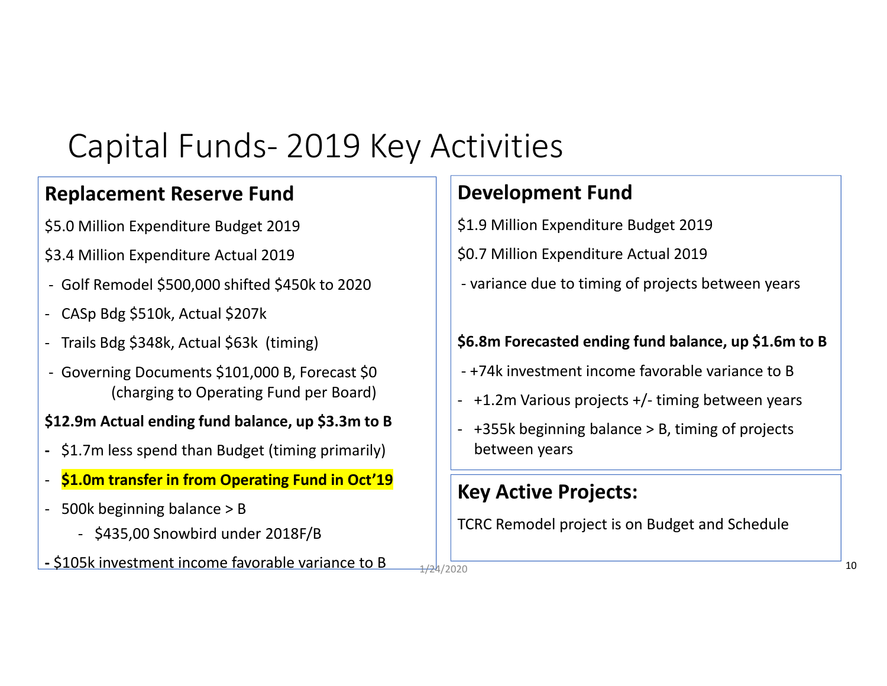# Capital Funds- 2019 Key Activities

## Replacement Reserve Fund

$5.0 Million Expenditure Budget 2019

$3.4 Million Expenditure Actual 2019

- Golf Remodel $500,000 shifted $450k to 2020
- CASp Bdg $510k, Actual $207k
- Trails Bdg $348k, Actual $63k (timing)
- Governing Documents $101,000 B, Forecast $0 (charging to Operating Fund per Board)

**$12.9m Actual ending fund balance, up $3.3m to B**

- $1.7m less spend than Budget (timing primarily)
- **$1.0m transfer in from Operating Fund in Oct'19**
- 500k beginning balance > B
  - $435,00 Snowbird under 2018F/B
- $105k investment income favorable variance to B

## Development Fund

$1.9 Million Expenditure Budget 2019

$0.7 Million Expenditure Actual 2019

- variance due to timing of projects between years

**$6.8m Forecasted ending fund balance, up $1.6m to B**

- +74k investment income favorable variance to B
- +1.2m Various projects +/- timing between years
- +355k beginning balance > B, timing of projects between years

## Key Active Projects:

TCRC Remodel project is on Budget and Schedule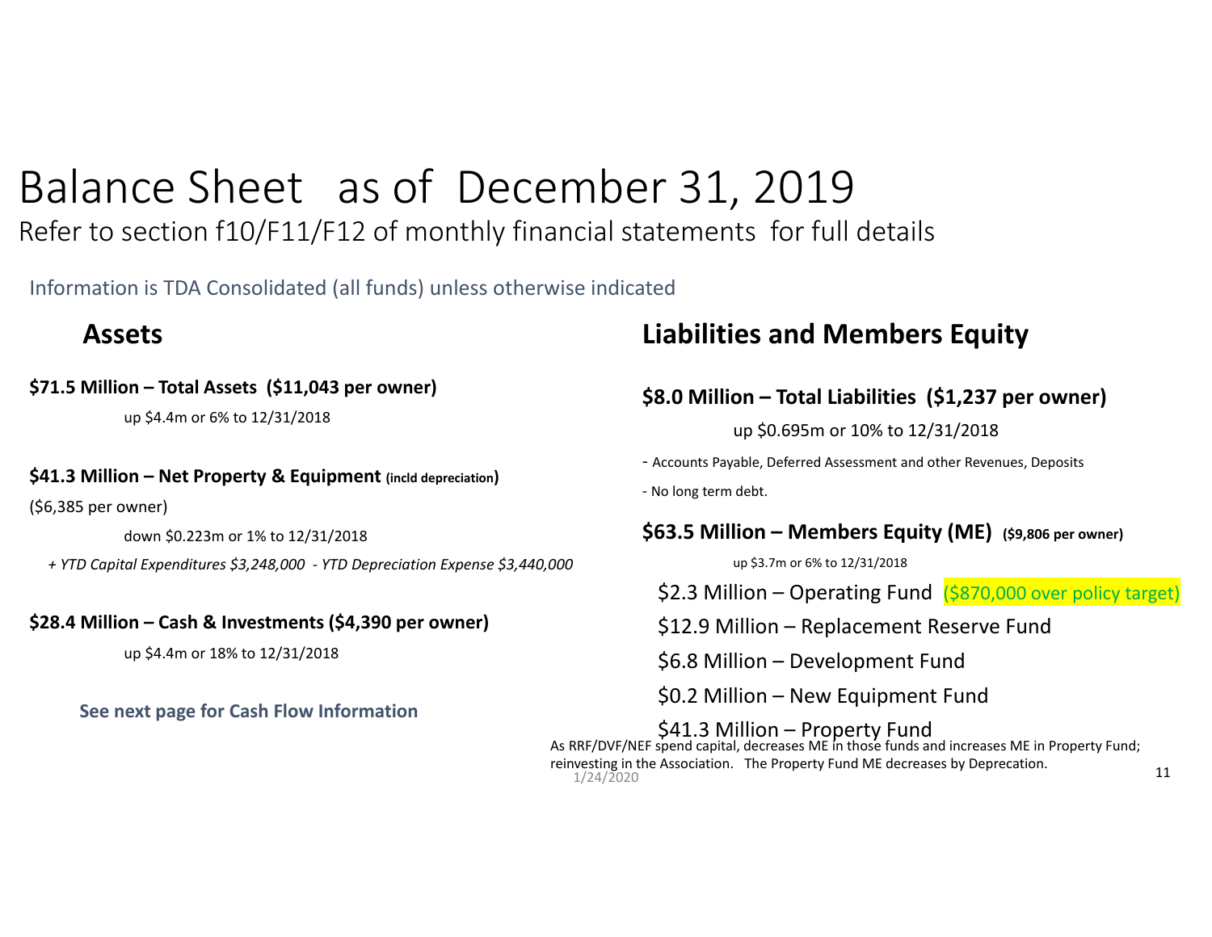# Balance Sheet as of December 31, 2019

Refer to section f10/F11/F12 of monthly financial statements for full details

Information is TDA Consolidated (all funds) unless otherwise indicated

## Assets

**$71.5 Million – Total Assets ($11,043 per owner)**

up $4.4m or 6% to 12/31/2018

**$41.3 Million – Net Property & Equipment (incld depreciation)**

($6,385 per owner)

down $0.223m or 1% to 12/31/2018

*+ YTD Capital Expenditures $3,248,000 - YTD Depreciation Expense $3,440,000*

**$28.4 Million – Cash & Investments ($4,390 per owner)**

up $4.4m or 18% to 12/31/2018

**See next page for Cash Flow Information**

## Liabilities and Members Equity

**$8.0 Million – Total Liabilities ($1,237 per owner)**

up $0.695m or 10% to 12/31/2018

- Accounts Payable, Deferred Assessment and other Revenues, Deposits
- No long term debt.

**$63.5 Million – Members Equity (ME) ($9,806 per owner)**

up $3.7m or 6% to 12/31/2018

$2.3 Million – Operating Fund ($870,000 over policy target)

$12.9 Million – Replacement Reserve Fund

$6.8 Million – Development Fund

$0.2 Million – New Equipment Fund

$41.3 Million – Property Fund

As RRF/DVF/NEF spend capital, decreases ME in those funds and increases ME in Property Fund; reinvesting in the Association. The Property Fund ME decreases by Deprecation.

1/24/2020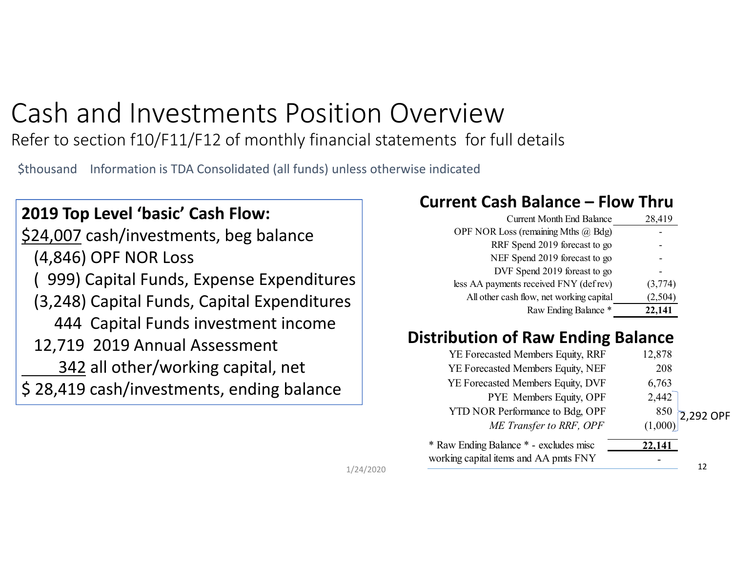# Cash and Investments Position Overview

Refer to section f10/F11/F12 of monthly financial statements for full details

$thousand    Information is TDA Consolidated (all funds) unless otherwise indicated

**2019 Top Level 'basic' Cash Flow:**

$24,007 cash/investments, beg balance
(4,846) OPF NOR Loss
( 999) Capital Funds, Expense Expenditures
(3,248) Capital Funds, Capital Expenditures
444 Capital Funds investment income
12,719 2019 Annual Assessment
342 all other/working capital, net
$ 28,419 cash/investments, ending balance

## Current Cash Balance – Flow Thru

| | |
|---|---|
| Current Month End Balance | 28,419 |
| OPF NOR Loss (remaining Mths @ Bdg) | - |
| RRF Spend 2019 forecast to go | - |
| NEF Spend 2019 forecast to go | - |
| DVF Spend 2019 foreast to go | - |
| less AA payments received FNY (def rev) | (3,774) |
| All other cash flow, net working capital | (2,504) |
| Raw Ending Balance * | **22,141** |

## Distribution of Raw Ending Balance

| | | |
|---|---|---|
| YE Forecasted Members Equity, RRF | 12,878 | |
| YE Forecasted Members Equity, NEF | 208 | |
| YE Forecasted Members Equity, DVF | 6,763 | |
| PYE Members Equity, OPF | 2,442 | 2,292 OPF |
| YTD NOR Performance to Bdg, OPF | 850 | |
| *ME Transfer to RRF, OPF* | (1,000) | |
| * Raw Ending Balance * - excludes misc | **22,141** | |
| working capital items and AA pmts FNY | - | |

1/24/2020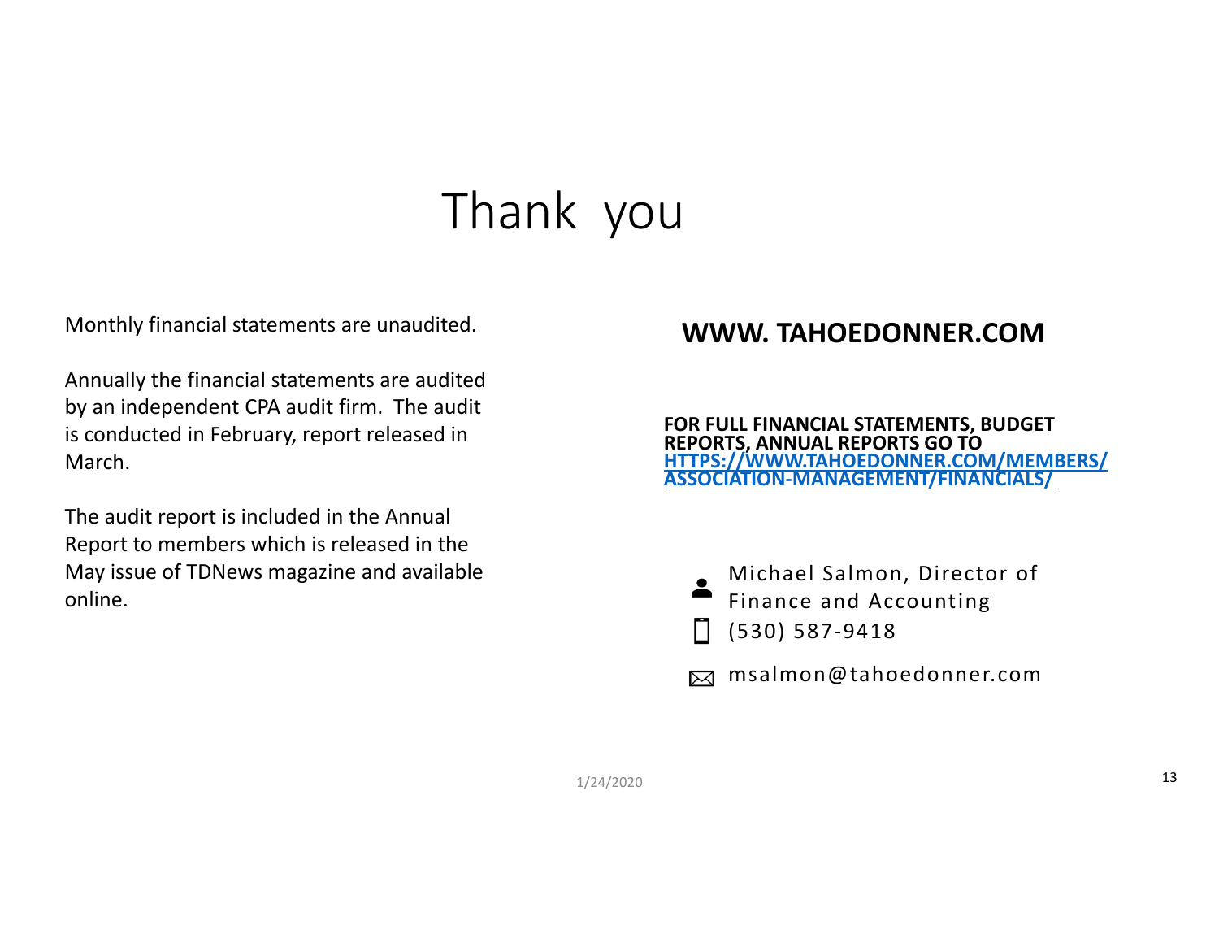# Thank you

Monthly financial statements are unaudited.

Annually the financial statements are audited by an independent CPA audit firm. The audit is conducted in February, report released in March.

The audit report is included in the Annual Report to members which is released in the May issue of TDNews magazine and available online.

**WWW. TAHOEDONNER.COM**

**FOR FULL FINANCIAL STATEMENTS, BUDGET REPORTS, ANNUAL REPORTS GO TO [HTTPS://WWW.TAHOEDONNER.COM/MEMBERS/ASSOCIATION-MANAGEMENT/FINANCIALS/](HTTPS://WWW.TAHOEDONNER.COM/MEMBERS/ASSOCIATION-MANAGEMENT/FINANCIALS/)**

Michael Salmon, Director of Finance and Accounting

(530) 587-9418

msalmon@tahoedonner.com

1/24/2020